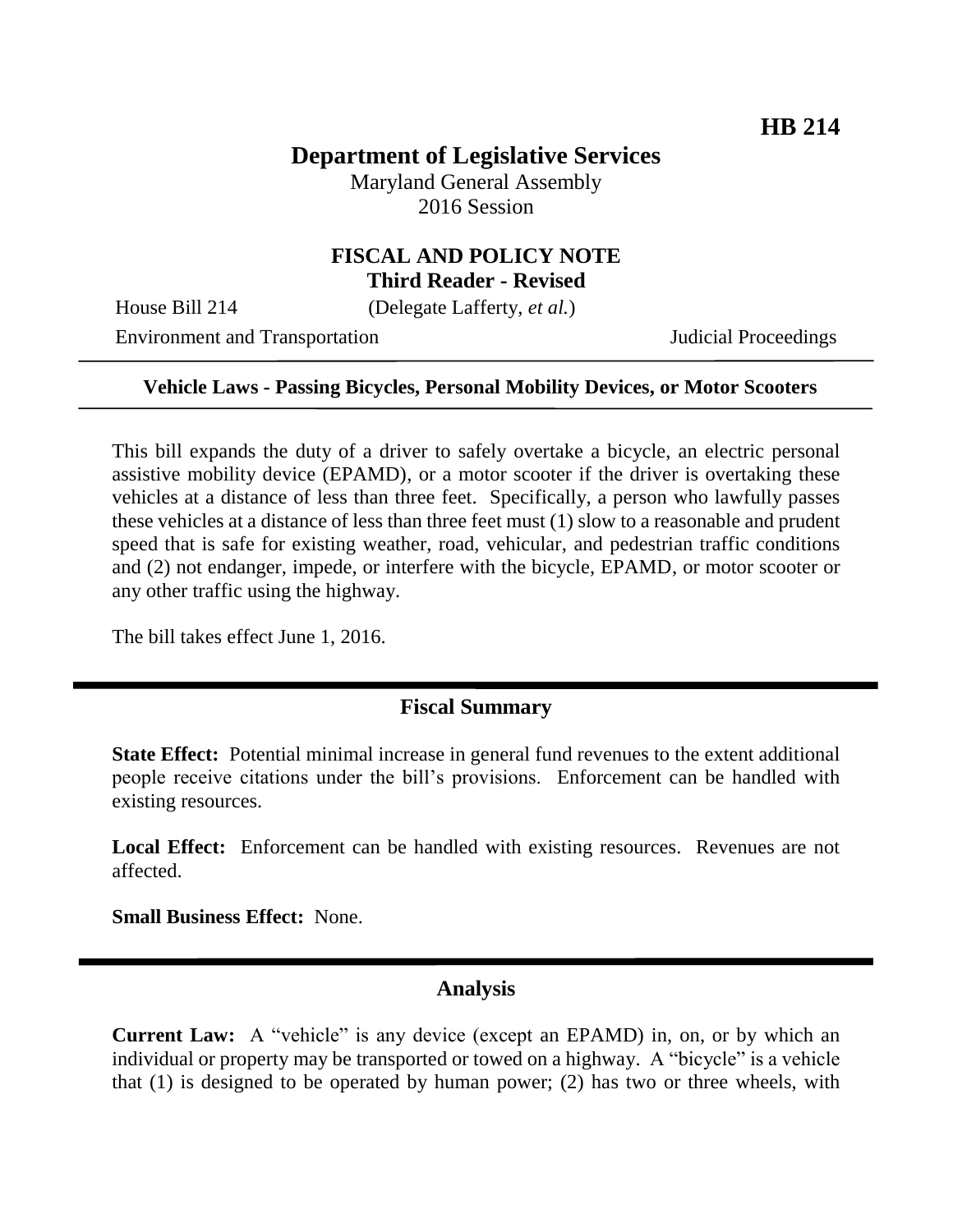**HB 214**

# Department of Legislative Services

Maryland General Assembly
2016 Session

## FISCAL AND POLICY NOTE
**Third Reader - Revised**

House Bill 214 (Delegate Lafferty, *et al.*)
Environment and Transportation Judicial Proceedings

---

**Vehicle Laws - Passing Bicycles, Personal Mobility Devices, or Motor Scooters**

---

This bill expands the duty of a driver to safely overtake a bicycle, an electric personal assistive mobility device (EPAMD), or a motor scooter if the driver is overtaking these vehicles at a distance of less than three feet. Specifically, a person who lawfully passes these vehicles at a distance of less than three feet must (1) slow to a reasonable and prudent speed that is safe for existing weather, road, vehicular, and pedestrian traffic conditions and (2) not endanger, impede, or interfere with the bicycle, EPAMD, or motor scooter or any other traffic using the highway.

The bill takes effect June 1, 2016.

## Fiscal Summary

**State Effect:** Potential minimal increase in general fund revenues to the extent additional people receive citations under the bill's provisions. Enforcement can be handled with existing resources.

**Local Effect:** Enforcement can be handled with existing resources. Revenues are not affected.

**Small Business Effect:** None.

## Analysis

**Current Law:** A "vehicle" is any device (except an EPAMD) in, on, or by which an individual or property may be transported or towed on a highway. A "bicycle" is a vehicle that (1) is designed to be operated by human power; (2) has two or three wheels, with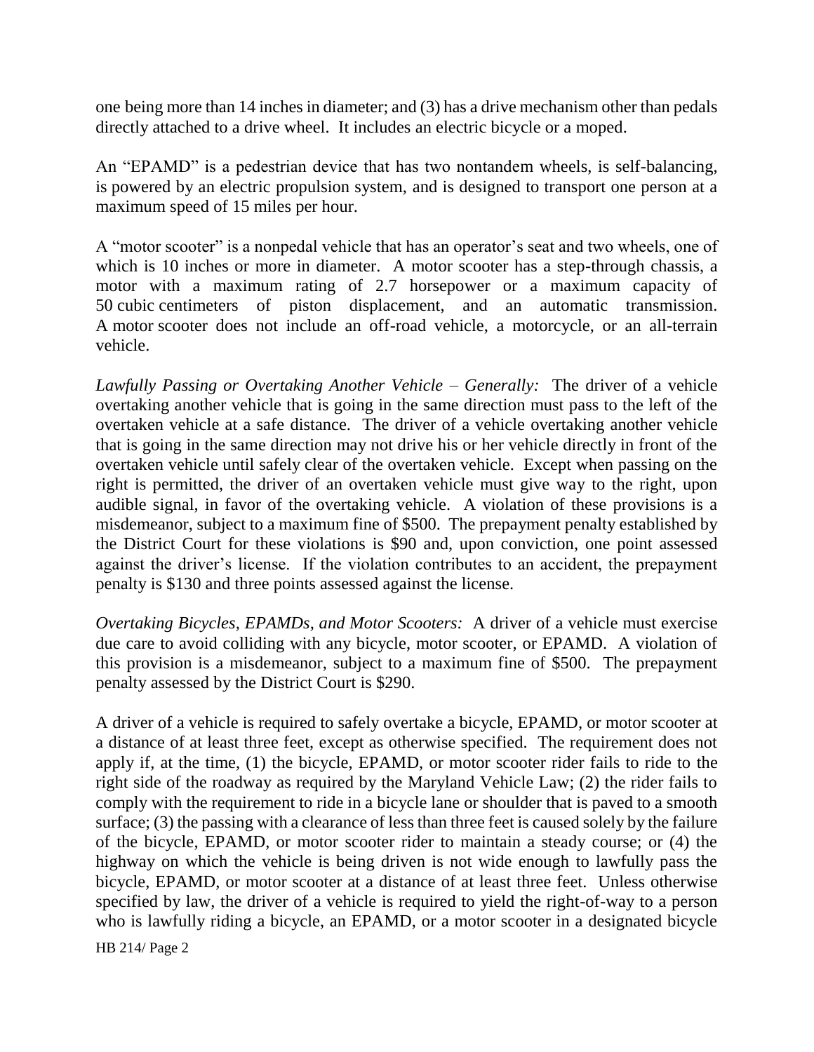one being more than 14 inches in diameter; and (3) has a drive mechanism other than pedals directly attached to a drive wheel. It includes an electric bicycle or a moped.

An "EPAMD" is a pedestrian device that has two nontandem wheels, is self-balancing, is powered by an electric propulsion system, and is designed to transport one person at a maximum speed of 15 miles per hour.

A "motor scooter" is a nonpedal vehicle that has an operator's seat and two wheels, one of which is 10 inches or more in diameter. A motor scooter has a step-through chassis, a motor with a maximum rating of 2.7 horsepower or a maximum capacity of 50 cubic centimeters of piston displacement, and an automatic transmission. A motor scooter does not include an off-road vehicle, a motorcycle, or an all-terrain vehicle.

*Lawfully Passing or Overtaking Another Vehicle – Generally:* The driver of a vehicle overtaking another vehicle that is going in the same direction must pass to the left of the overtaken vehicle at a safe distance. The driver of a vehicle overtaking another vehicle that is going in the same direction may not drive his or her vehicle directly in front of the overtaken vehicle until safely clear of the overtaken vehicle. Except when passing on the right is permitted, the driver of an overtaken vehicle must give way to the right, upon audible signal, in favor of the overtaking vehicle. A violation of these provisions is a misdemeanor, subject to a maximum fine of $500. The prepayment penalty established by the District Court for these violations is $90 and, upon conviction, one point assessed against the driver's license. If the violation contributes to an accident, the prepayment penalty is $130 and three points assessed against the license.

*Overtaking Bicycles, EPAMDs, and Motor Scooters:* A driver of a vehicle must exercise due care to avoid colliding with any bicycle, motor scooter, or EPAMD. A violation of this provision is a misdemeanor, subject to a maximum fine of $500. The prepayment penalty assessed by the District Court is $290.

A driver of a vehicle is required to safely overtake a bicycle, EPAMD, or motor scooter at a distance of at least three feet, except as otherwise specified. The requirement does not apply if, at the time, (1) the bicycle, EPAMD, or motor scooter rider fails to ride to the right side of the roadway as required by the Maryland Vehicle Law; (2) the rider fails to comply with the requirement to ride in a bicycle lane or shoulder that is paved to a smooth surface; (3) the passing with a clearance of less than three feet is caused solely by the failure of the bicycle, EPAMD, or motor scooter rider to maintain a steady course; or (4) the highway on which the vehicle is being driven is not wide enough to lawfully pass the bicycle, EPAMD, or motor scooter at a distance of at least three feet. Unless otherwise specified by law, the driver of a vehicle is required to yield the right-of-way to a person who is lawfully riding a bicycle, an EPAMD, or a motor scooter in a designated bicycle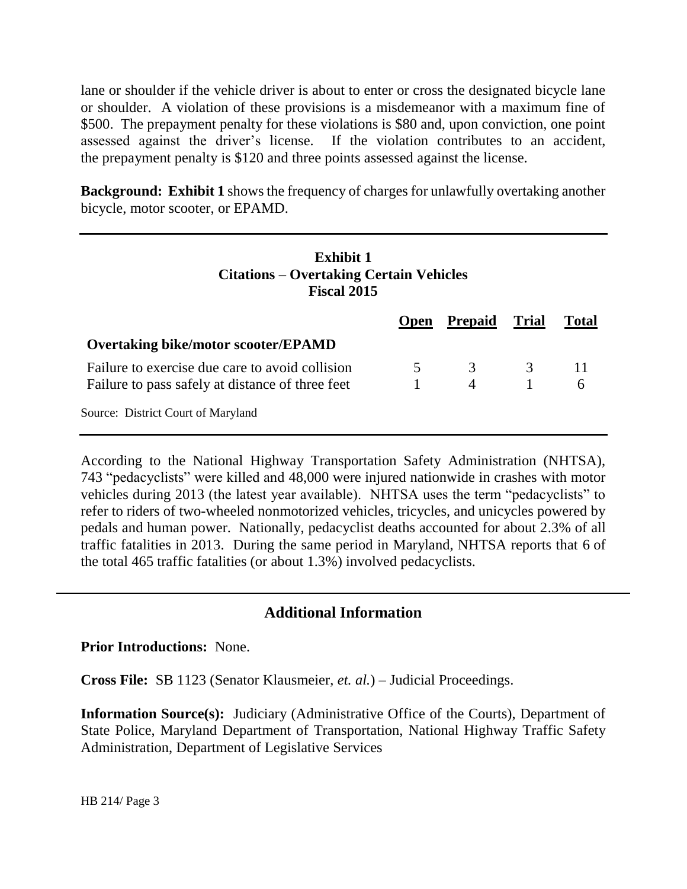lane or shoulder if the vehicle driver is about to enter or cross the designated bicycle lane or shoulder. A violation of these provisions is a misdemeanor with a maximum fine of $500. The prepayment penalty for these violations is $80 and, upon conviction, one point assessed against the driver's license. If the violation contributes to an accident, the prepayment penalty is $120 and three points assessed against the license.

**Background:** **Exhibit 1** shows the frequency of charges for unlawfully overtaking another bicycle, motor scooter, or EPAMD.

**Exhibit 1**
**Citations – Overtaking Certain Vehicles**
**Fiscal 2015**

| | Open | Prepaid | Trial | Total |
|---|---|---|---|---|
| **Overtaking bike/motor scooter/EPAMD** | | | | |
| Failure to exercise due care to avoid collision | 5 | 3 | 3 | 11 |
| Failure to pass safely at distance of three feet | 1 | 4 | 1 | 6 |

Source: District Court of Maryland

According to the National Highway Transportation Safety Administration (NHTSA), 743 "pedacyclists" were killed and 48,000 were injured nationwide in crashes with motor vehicles during 2013 (the latest year available). NHTSA uses the term "pedacyclists" to refer to riders of two-wheeled nonmotorized vehicles, tricycles, and unicycles powered by pedals and human power. Nationally, pedacyclist deaths accounted for about 2.3% of all traffic fatalities in 2013. During the same period in Maryland, NHTSA reports that 6 of the total 465 traffic fatalities (or about 1.3%) involved pedacyclists.

## Additional Information

**Prior Introductions:** None.

**Cross File:** SB 1123 (Senator Klausmeier, *et. al.*) – Judicial Proceedings.

**Information Source(s):** Judiciary (Administrative Office of the Courts), Department of State Police, Maryland Department of Transportation, National Highway Traffic Safety Administration, Department of Legislative Services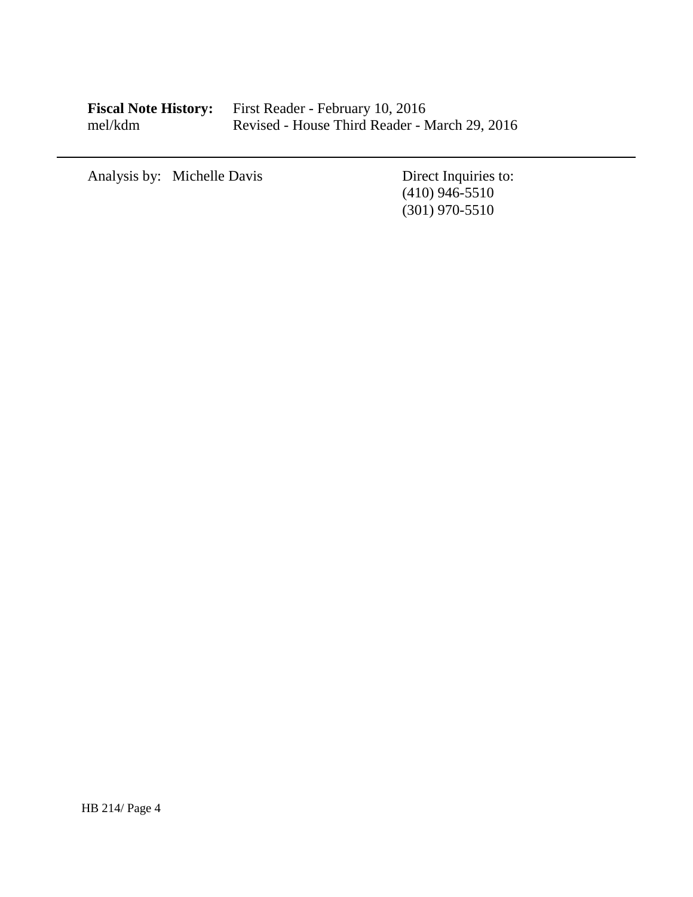**Fiscal Note History:** First Reader - February 10, 2016
mel/kdm Revised - House Third Reader - March 29, 2016

---

Analysis by: Michelle Davis

Direct Inquiries to:
(410) 946-5510
(301) 970-5510